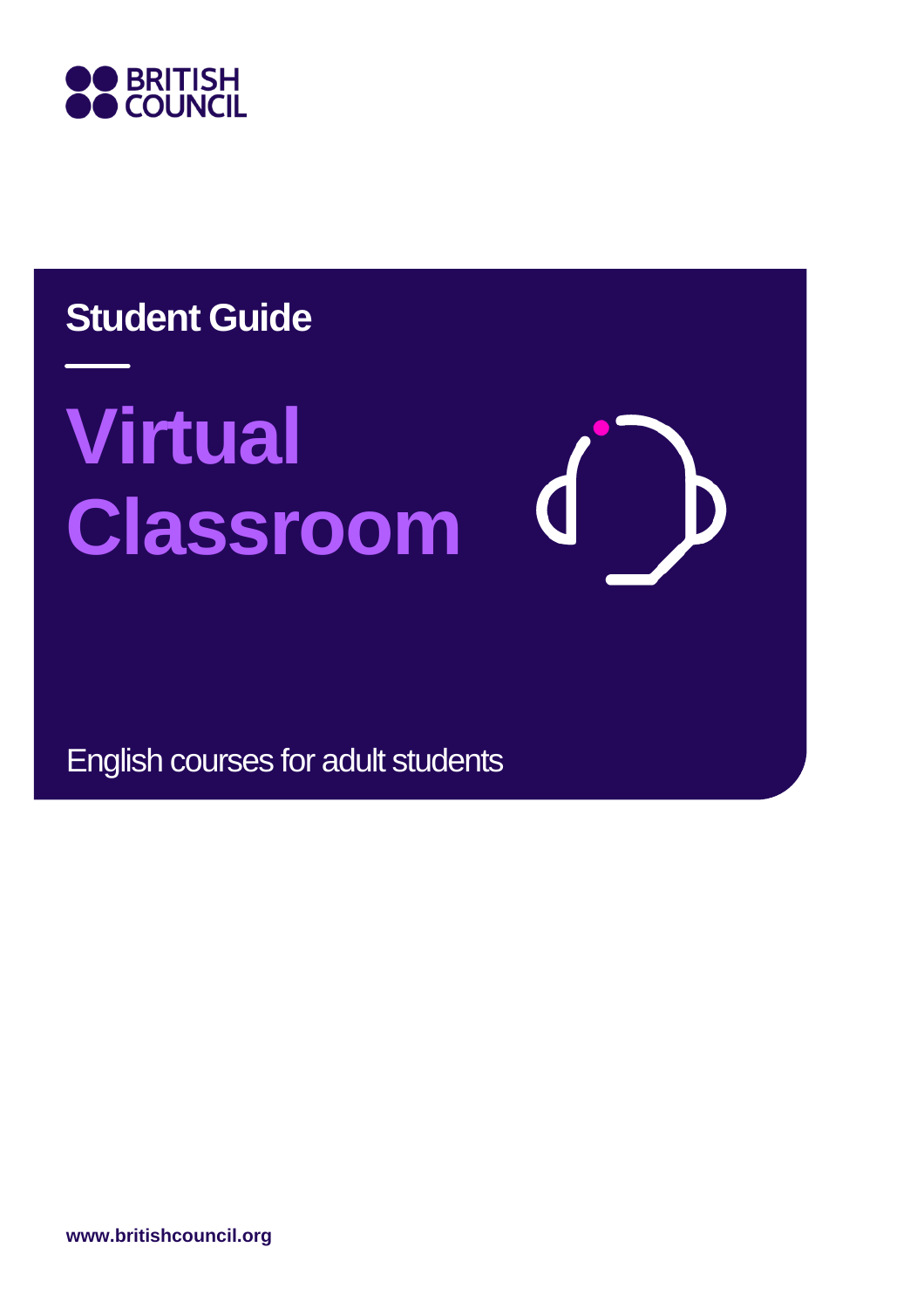BRITISH COUNCIL

**Student Guide**

# Virtual Classroom

English courses for adult students

**www.britishcouncil.org**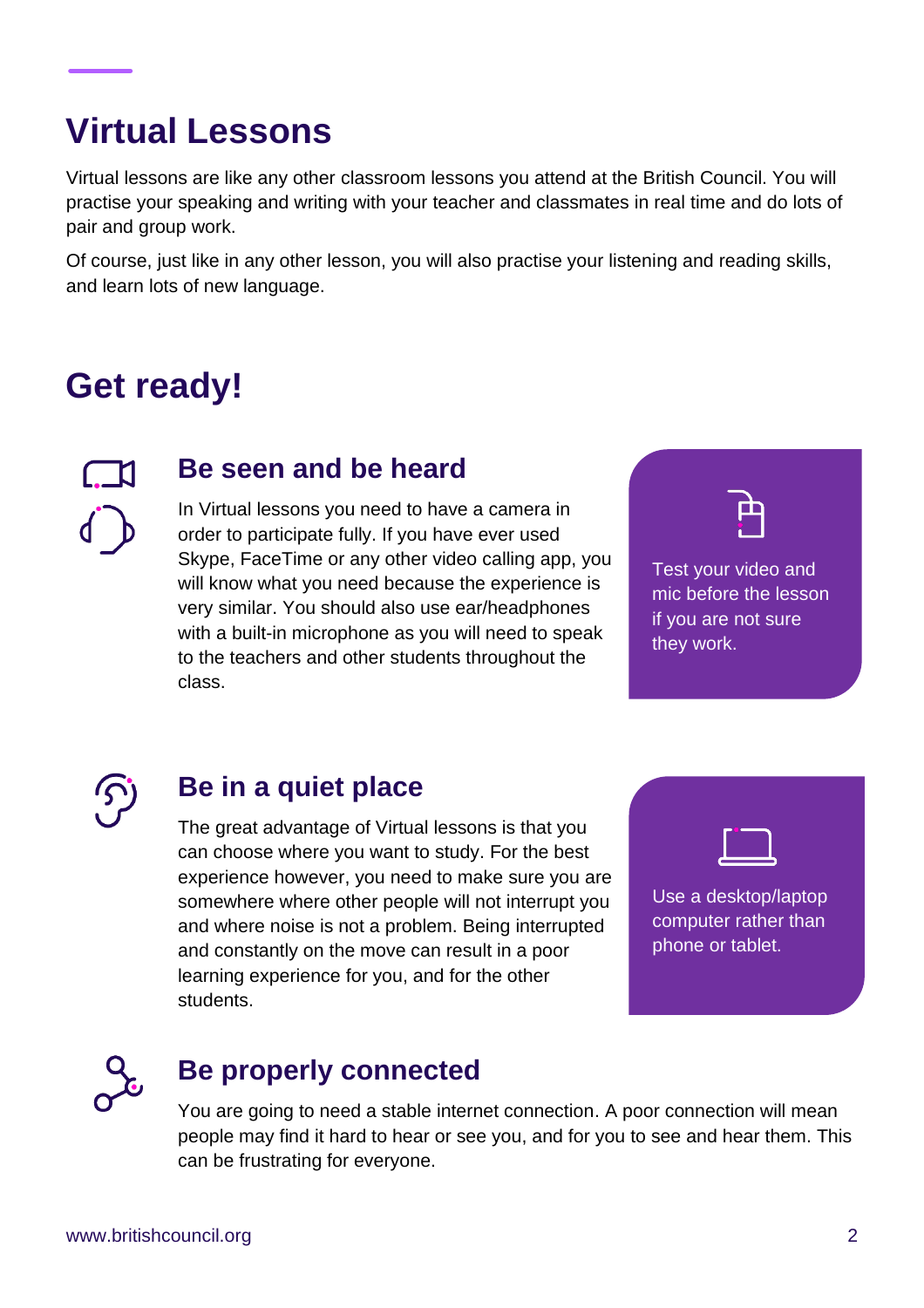# Virtual Lessons

Virtual lessons are like any other classroom lessons you attend at the British Council. You will practise your speaking and writing with your teacher and classmates in real time and do lots of pair and group work.

Of course, just like in any other lesson, you will also practise your listening and reading skills, and learn lots of new language.

# Get ready!

## Be seen and be heard

In Virtual lessons you need to have a camera in order to participate fully. If you have ever used Skype, FaceTime or any other video calling app, you will know what you need because the experience is very similar. You should also use ear/headphones with a built-in microphone as you will need to speak to the teachers and other students throughout the class.

Test your video and mic before the lesson if you are not sure they work.

## Be in a quiet place

The great advantage of Virtual lessons is that you can choose where you want to study. For the best experience however, you need to make sure you are somewhere where other people will not interrupt you and where noise is not a problem. Being interrupted and constantly on the move can result in a poor learning experience for you, and for the other students.

Use a desktop/laptop computer rather than phone or tablet.

## Be properly connected

You are going to need a stable internet connection. A poor connection will mean people may find it hard to hear or see you, and for you to see and hear them. This can be frustrating for everyone.

www.britishcouncil.org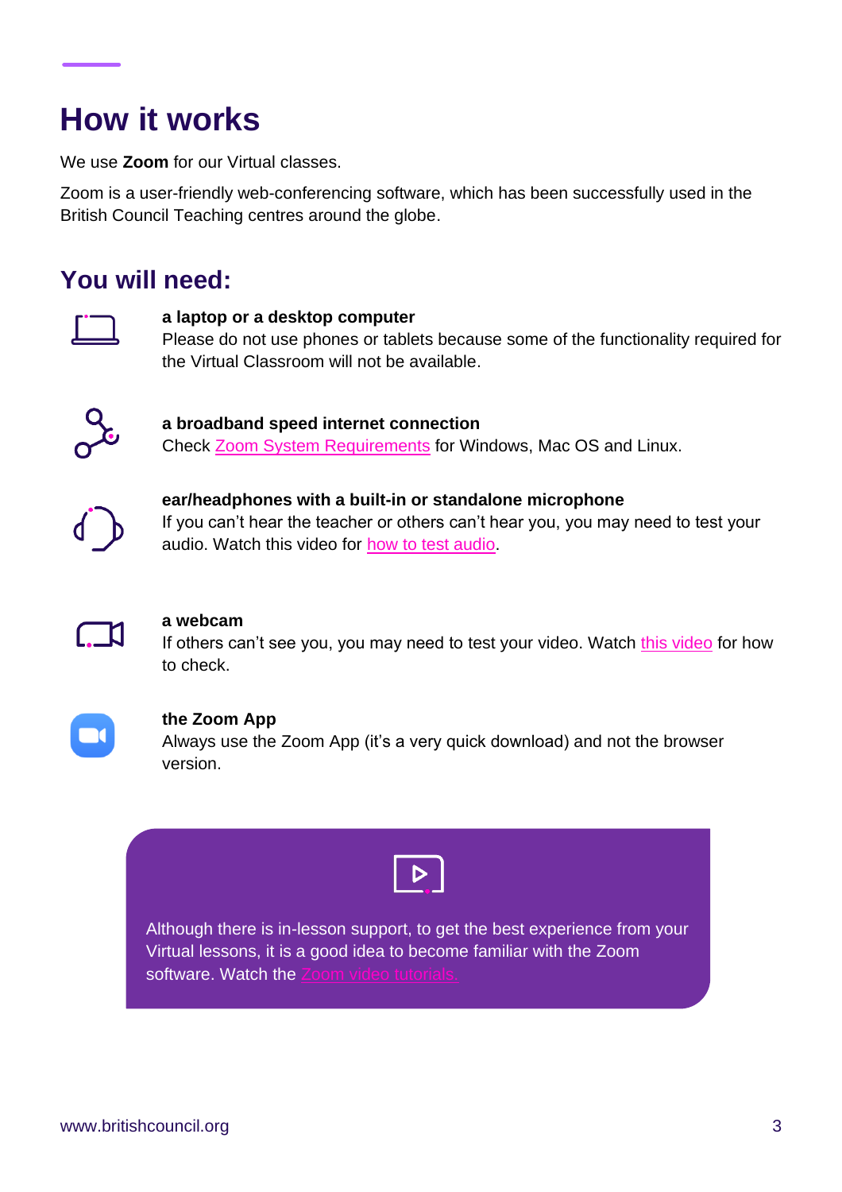# How it works

We use **Zoom** for our Virtual classes.

Zoom is a user-friendly web-conferencing software, which has been successfully used in the British Council Teaching centres around the globe.

## You will need:

**a laptop or a desktop computer**
Please do not use phones or tablets because some of the functionality required for the Virtual Classroom will not be available.

**a broadband speed internet connection**
Check Zoom System Requirements for Windows, Mac OS and Linux.

**ear/headphones with a built-in or standalone microphone**
If you can't hear the teacher or others can't hear you, you may need to test your audio. Watch this video for how to test audio.

**a webcam**
If others can't see you, you may need to test your video. Watch this video for how to check.

**the Zoom App**
Always use the Zoom App (it's a very quick download) and not the browser version.

Although there is in-lesson support, to get the best experience from your Virtual lessons, it is a good idea to become familiar with the Zoom software. Watch the Zoom video tutorials.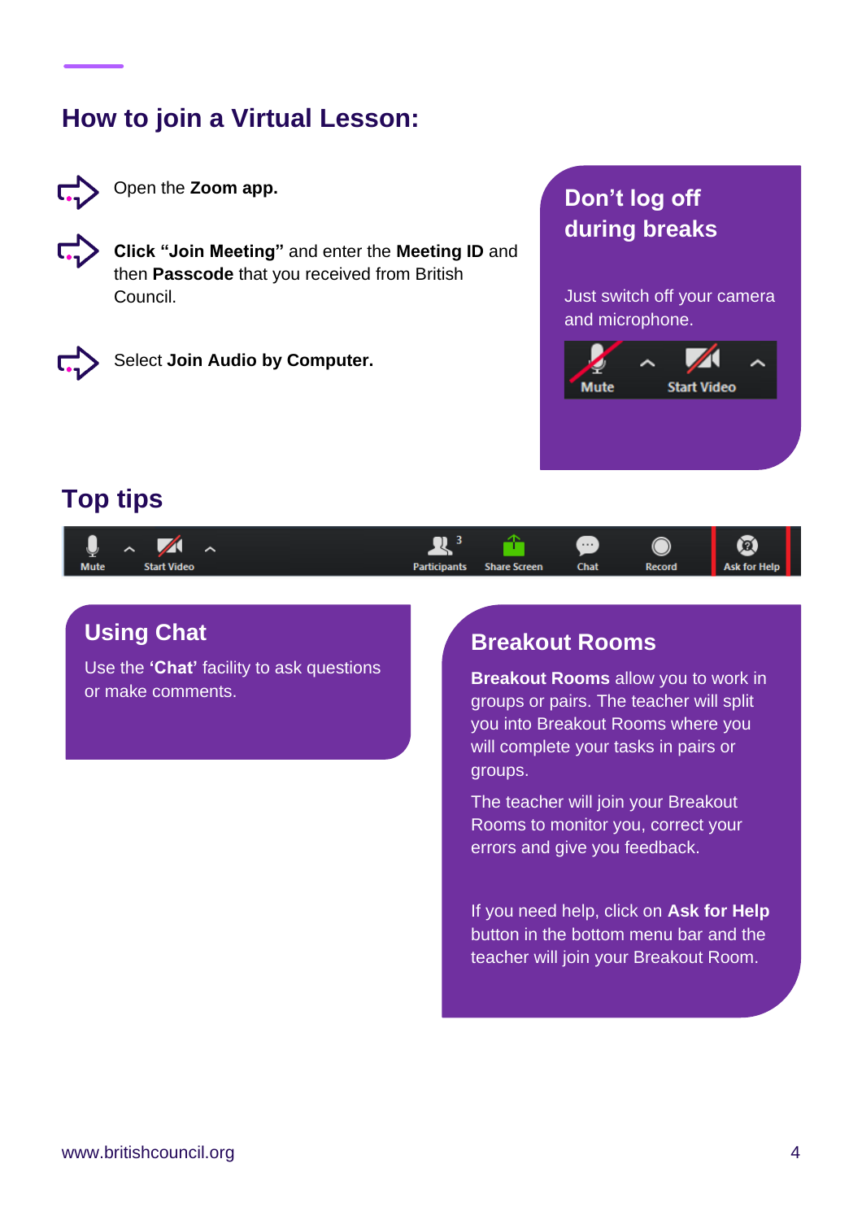## How to join a Virtual Lesson:

- Open the **Zoom app.**
- **Click "Join Meeting"** and enter the **Meeting ID** and then **Passcode** that you received from British Council.
- Select **Join Audio by Computer.**

### Don't log off during breaks

Just switch off your camera and microphone.

## Top tips

### Using Chat

Use the **'Chat'** facility to ask questions or make comments.

### Breakout Rooms

**Breakout Rooms** allow you to work in groups or pairs. The teacher will split you into Breakout Rooms where you will complete your tasks in pairs or groups.

The teacher will join your Breakout Rooms to monitor you, correct your errors and give you feedback.

If you need help, click on **Ask for Help** button in the bottom menu bar and the teacher will join your Breakout Room.

www.britishcouncil.org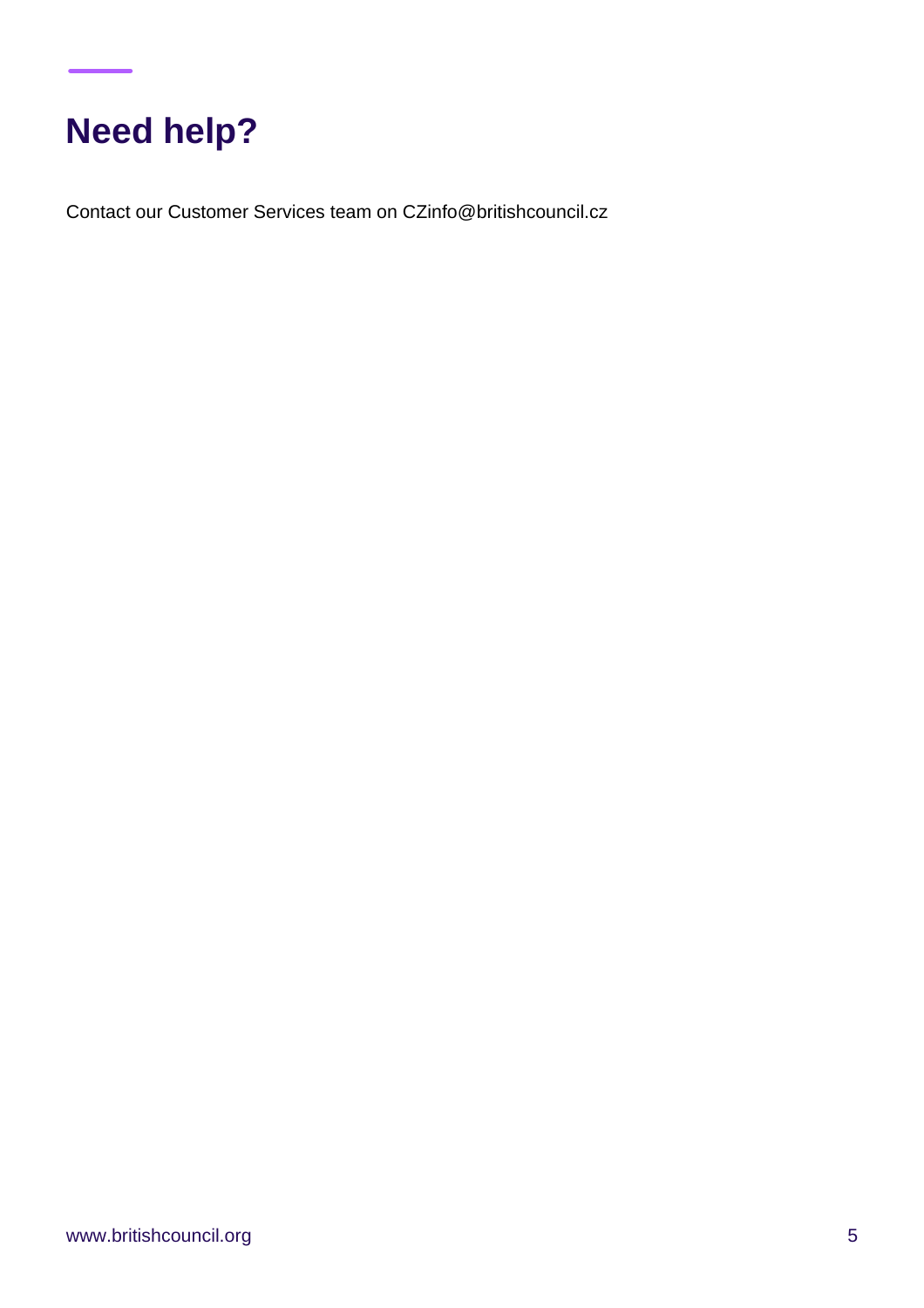## Need help?

Contact our Customer Services team on CZinfo@britishcouncil.cz